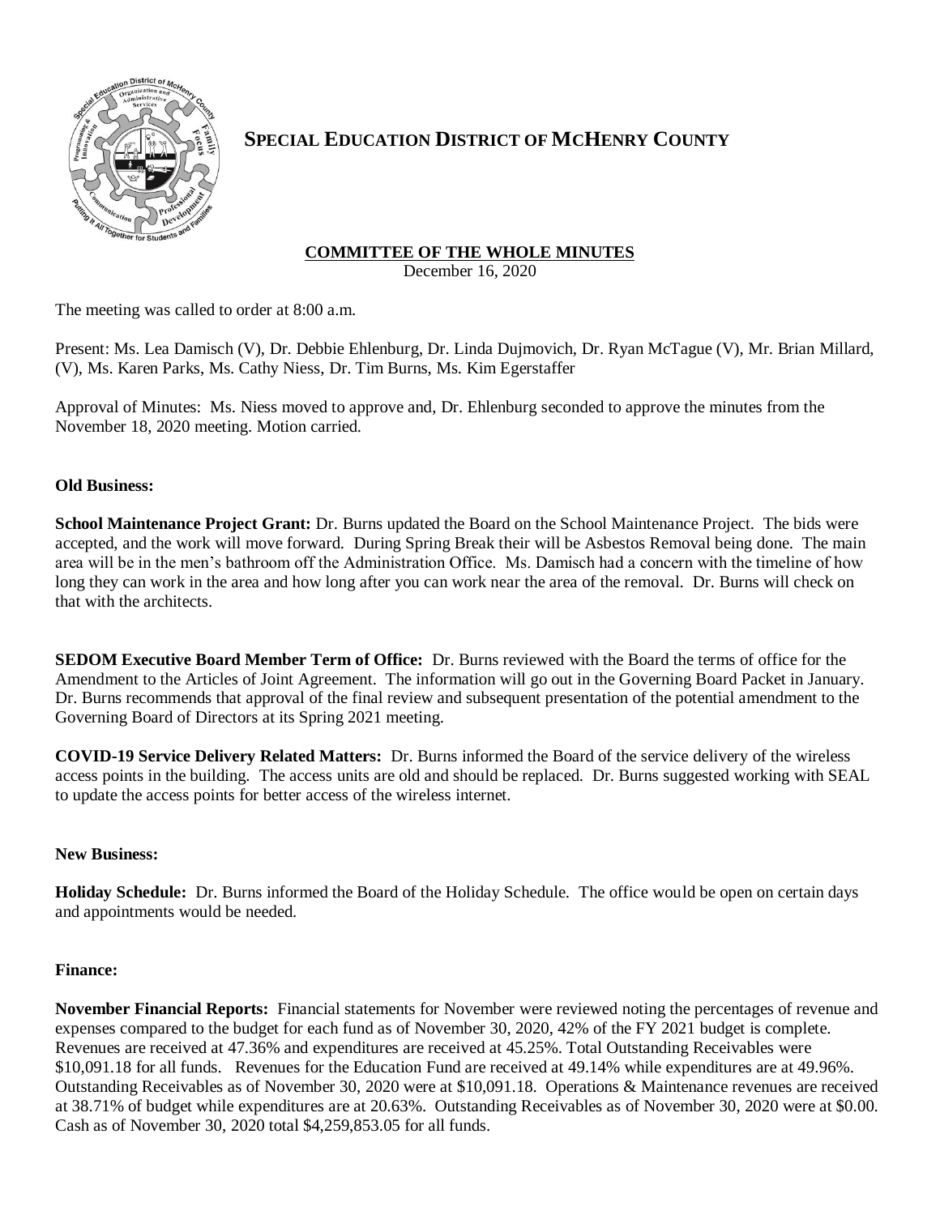# SPECIAL EDUCATION DISTRICT OF MCHENRY COUNTY

## COMMITTEE OF THE WHOLE MINUTES

December 16, 2020

The meeting was called to order at 8:00 a.m.

Present: Ms. Lea Damisch (V), Dr. Debbie Ehlenburg, Dr. Linda Dujmovich, Dr. Ryan McTague (V), Mr. Brian Millard, (V), Ms. Karen Parks, Ms. Cathy Niess, Dr. Tim Burns, Ms. Kim Egerstaffer

Approval of Minutes: Ms. Niess moved to approve and, Dr. Ehlenburg seconded to approve the minutes from the November 18, 2020 meeting. Motion carried.

**Old Business:**

**School Maintenance Project Grant:** Dr. Burns updated the Board on the School Maintenance Project. The bids were accepted, and the work will move forward. During Spring Break their will be Asbestos Removal being done. The main area will be in the men's bathroom off the Administration Office. Ms. Damisch had a concern with the timeline of how long they can work in the area and how long after you can work near the area of the removal. Dr. Burns will check on that with the architects.

**SEDOM Executive Board Member Term of Office:** Dr. Burns reviewed with the Board the terms of office for the Amendment to the Articles of Joint Agreement. The information will go out in the Governing Board Packet in January. Dr. Burns recommends that approval of the final review and subsequent presentation of the potential amendment to the Governing Board of Directors at its Spring 2021 meeting.

**COVID-19 Service Delivery Related Matters:** Dr. Burns informed the Board of the service delivery of the wireless access points in the building. The access units are old and should be replaced. Dr. Burns suggested working with SEAL to update the access points for better access of the wireless internet.

**New Business:**

**Holiday Schedule:** Dr. Burns informed the Board of the Holiday Schedule. The office would be open on certain days and appointments would be needed.

**Finance:**

**November Financial Reports:** Financial statements for November were reviewed noting the percentages of revenue and expenses compared to the budget for each fund as of November 30, 2020, 42% of the FY 2021 budget is complete. Revenues are received at 47.36% and expenditures are received at 45.25%. Total Outstanding Receivables were $10,091.18 for all funds. Revenues for the Education Fund are received at 49.14% while expenditures are at 49.96%. Outstanding Receivables as of November 30, 2020 were at $10,091.18. Operations & Maintenance revenues are received at 38.71% of budget while expenditures are at 20.63%. Outstanding Receivables as of November 30, 2020 were at $0.00. Cash as of November 30, 2020 total $4,259,853.05 for all funds.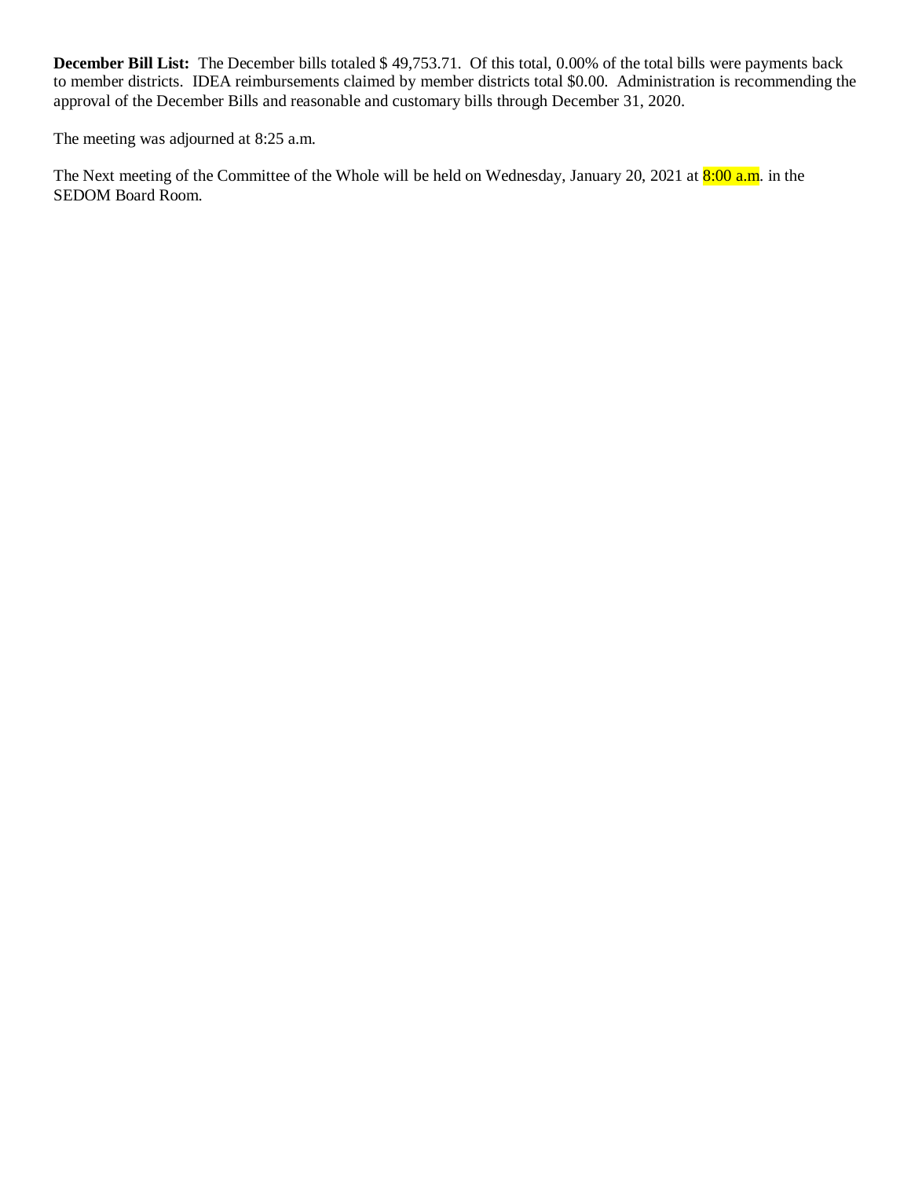**December Bill List:** The December bills totaled $ 49,753.71. Of this total, 0.00% of the total bills were payments back to member districts. IDEA reimbursements claimed by member districts total $0.00. Administration is recommending the approval of the December Bills and reasonable and customary bills through December 31, 2020.

The meeting was adjourned at 8:25 a.m.

The Next meeting of the Committee of the Whole will be held on Wednesday, January 20, 2021 at 8:00 a.m. in the SEDOM Board Room.